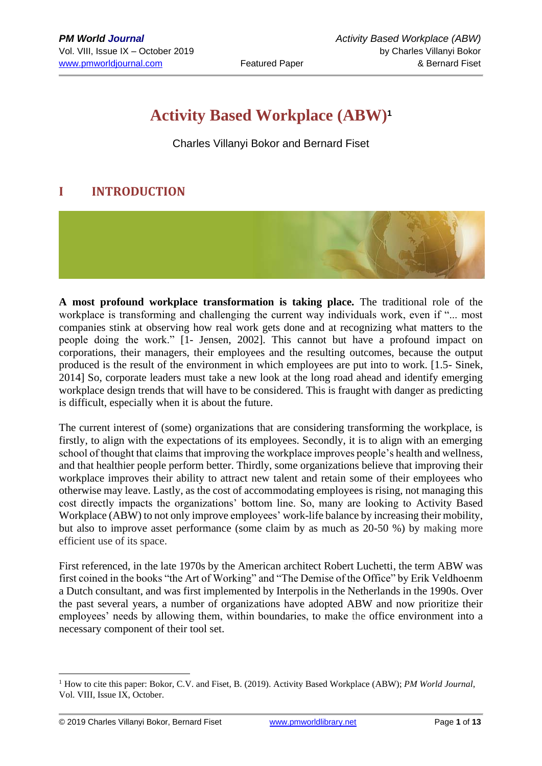# Activity Based Workplace (ABW)[1]

Charles Villanyi Bokor and Bernard Fiset

## I INTRODUCTION

**A most profound workplace transformation is taking place.** The traditional role of the workplace is transforming and challenging the current way individuals work, even if "... most companies stink at observing how real work gets done and at recognizing what matters to the people doing the work." [1- Jensen, 2002]. This cannot but have a profound impact on corporations, their managers, their employees and the resulting outcomes, because the output produced is the result of the environment in which employees are put into to work. [1.5- Sinek, 2014] So, corporate leaders must take a new look at the long road ahead and identify emerging workplace design trends that will have to be considered. This is fraught with danger as predicting is difficult, especially when it is about the future.

The current interest of (some) organizations that are considering transforming the workplace, is firstly, to align with the expectations of its employees. Secondly, it is to align with an emerging school of thought that claims that improving the workplace improves people's health and wellness, and that healthier people perform better. Thirdly, some organizations believe that improving their workplace improves their ability to attract new talent and retain some of their employees who otherwise may leave. Lastly, as the cost of accommodating employees is rising, not managing this cost directly impacts the organizations' bottom line. So, many are looking to Activity Based Workplace (ABW) to not only improve employees' work-life balance by increasing their mobility, but also to improve asset performance (some claim by as much as 20-50 %) by making more efficient use of its space.

First referenced, in the late 1970s by the American architect Robert Luchetti, the term ABW was first coined in the books "the Art of Working" and "The Demise of the Office" by Erik Veldhoenm a Dutch consultant, and was first implemented by Interpolis in the Netherlands in the 1990s. Over the past several years, a number of organizations have adopted ABW and now prioritize their employees' needs by allowing them, within boundaries, to make the office environment into a necessary component of their tool set.

---

[1] How to cite this paper: Bokor, C.V. and Fiset, B. (2019). Activity Based Workplace (ABW); *PM World Journal*, Vol. VIII, Issue IX, October.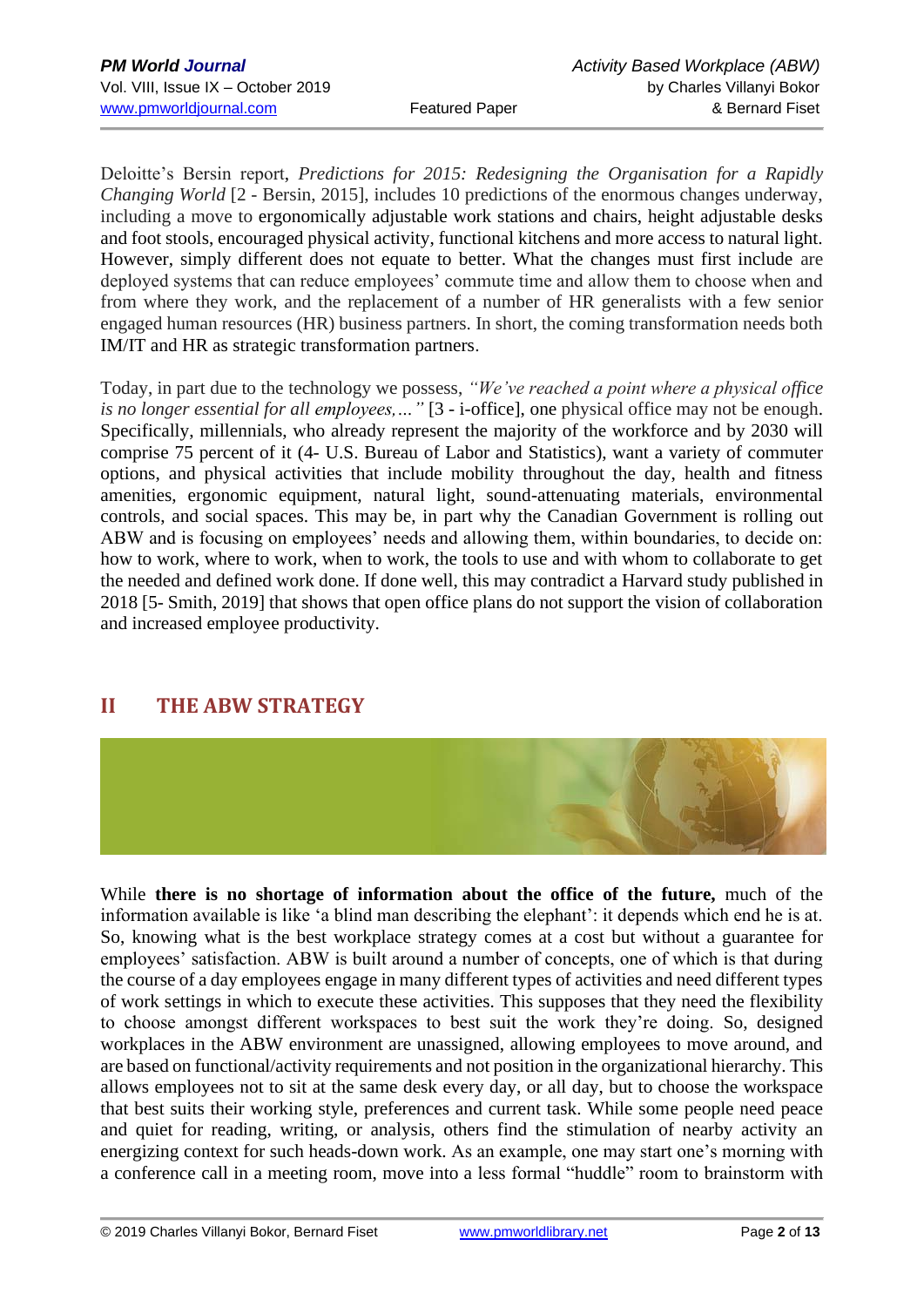Deloitte's Bersin report, *Predictions for 2015: Redesigning the Organisation for a Rapidly Changing World* [2 - Bersin, 2015], includes 10 predictions of the enormous changes underway, including a move to ergonomically adjustable work stations and chairs, height adjustable desks and foot stools, encouraged physical activity, functional kitchens and more access to natural light. However, simply different does not equate to better. What the changes must first include are deployed systems that can reduce employees' commute time and allow them to choose when and from where they work, and the replacement of a number of HR generalists with a few senior engaged human resources (HR) business partners. In short, the coming transformation needs both IM/IT and HR as strategic transformation partners.

Today, in part due to the technology we possess, *"We've reached a point where a physical office is no longer essential for all employees,…"* [3 - i-office], one physical office may not be enough. Specifically, millennials, who already represent the majority of the workforce and by 2030 will comprise 75 percent of it (4- U.S. Bureau of Labor and Statistics), want a variety of commuter options, and physical activities that include mobility throughout the day, health and fitness amenities, ergonomic equipment, natural light, sound-attenuating materials, environmental controls, and social spaces. This may be, in part why the Canadian Government is rolling out ABW and is focusing on employees' needs and allowing them, within boundaries, to decide on: how to work, where to work, when to work, the tools to use and with whom to collaborate to get the needed and defined work done. If done well, this may contradict a Harvard study published in 2018 [5- Smith, 2019] that shows that open office plans do not support the vision of collaboration and increased employee productivity.

## II THE ABW STRATEGY

While **there is no shortage of information about the office of the future,** much of the information available is like 'a blind man describing the elephant': it depends which end he is at. So, knowing what is the best workplace strategy comes at a cost but without a guarantee for employees' satisfaction. ABW is built around a number of concepts, one of which is that during the course of a day employees engage in many different types of activities and need different types of work settings in which to execute these activities. This supposes that they need the flexibility to choose amongst different workspaces to best suit the work they're doing. So, designed workplaces in the ABW environment are unassigned, allowing employees to move around, and are based on functional/activity requirements and not position in the organizational hierarchy. This allows employees not to sit at the same desk every day, or all day, but to choose the workspace that best suits their working style, preferences and current task. While some people need peace and quiet for reading, writing, or analysis, others find the stimulation of nearby activity an energizing context for such heads-down work. As an example, one may start one's morning with a conference call in a meeting room, move into a less formal "huddle" room to brainstorm with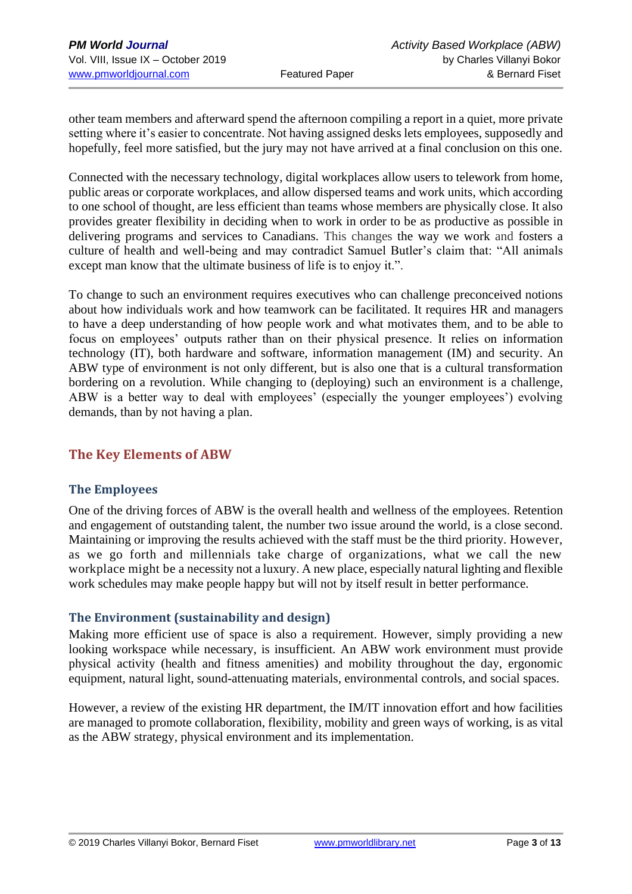other team members and afterward spend the afternoon compiling a report in a quiet, more private setting where it's easier to concentrate. Not having assigned desks lets employees, supposedly and hopefully, feel more satisfied, but the jury may not have arrived at a final conclusion on this one.

Connected with the necessary technology, digital workplaces allow users to telework from home, public areas or corporate workplaces, and allow dispersed teams and work units, which according to one school of thought, are less efficient than teams whose members are physically close. It also provides greater flexibility in deciding when to work in order to be as productive as possible in delivering programs and services to Canadians. This changes the way we work and fosters a culture of health and well-being and may contradict Samuel Butler's claim that: "All animals except man know that the ultimate business of life is to enjoy it.".

To change to such an environment requires executives who can challenge preconceived notions about how individuals work and how teamwork can be facilitated. It requires HR and managers to have a deep understanding of how people work and what motivates them, and to be able to focus on employees' outputs rather than on their physical presence. It relies on information technology (IT), both hardware and software, information management (IM) and security. An ABW type of environment is not only different, but is also one that is a cultural transformation bordering on a revolution. While changing to (deploying) such an environment is a challenge, ABW is a better way to deal with employees' (especially the younger employees') evolving demands, than by not having a plan.

## The Key Elements of ABW

### The Employees

One of the driving forces of ABW is the overall health and wellness of the employees. Retention and engagement of outstanding talent, the number two issue around the world, is a close second. Maintaining or improving the results achieved with the staff must be the third priority. However, as we go forth and millennials take charge of organizations, what we call the new workplace might be a necessity not a luxury. A new place, especially natural lighting and flexible work schedules may make people happy but will not by itself result in better performance.

### The Environment (sustainability and design)

Making more efficient use of space is also a requirement. However, simply providing a new looking workspace while necessary, is insufficient. An ABW work environment must provide physical activity (health and fitness amenities) and mobility throughout the day, ergonomic equipment, natural light, sound-attenuating materials, environmental controls, and social spaces.

However, a review of the existing HR department, the IM/IT innovation effort and how facilities are managed to promote collaboration, flexibility, mobility and green ways of working, is as vital as the ABW strategy, physical environment and its implementation.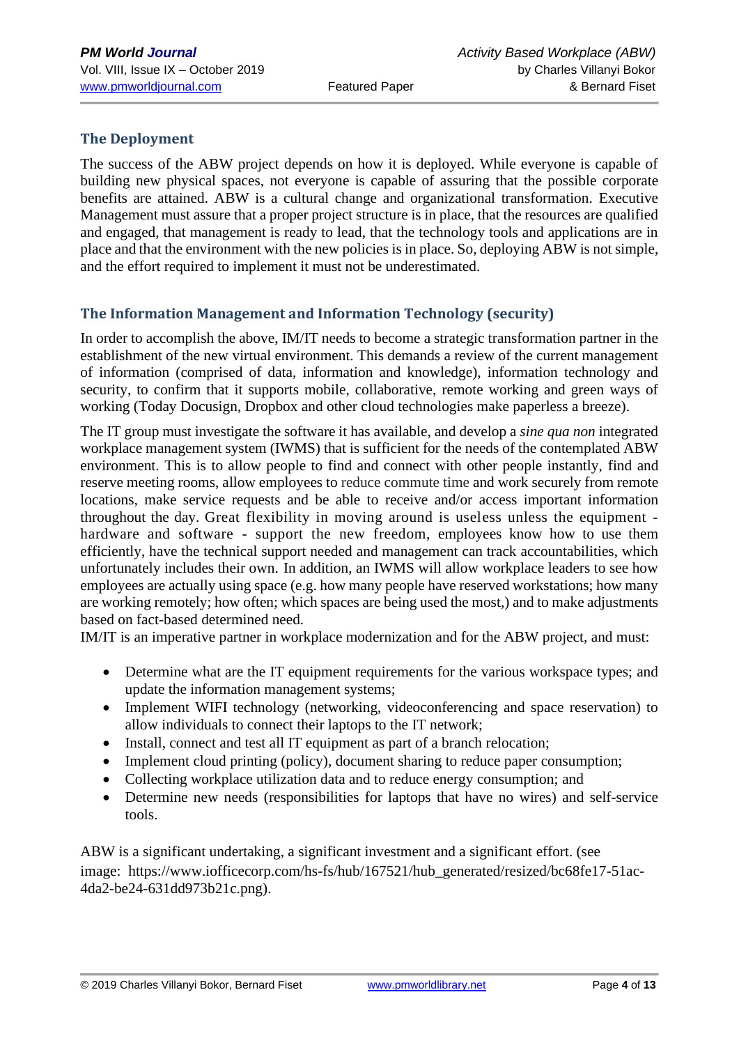## The Deployment

The success of the ABW project depends on how it is deployed. While everyone is capable of building new physical spaces, not everyone is capable of assuring that the possible corporate benefits are attained. ABW is a cultural change and organizational transformation. Executive Management must assure that a proper project structure is in place, that the resources are qualified and engaged, that management is ready to lead, that the technology tools and applications are in place and that the environment with the new policies is in place. So, deploying ABW is not simple, and the effort required to implement it must not be underestimated.

## The Information Management and Information Technology (security)

In order to accomplish the above, IM/IT needs to become a strategic transformation partner in the establishment of the new virtual environment. This demands a review of the current management of information (comprised of data, information and knowledge), information technology and security, to confirm that it supports mobile, collaborative, remote working and green ways of working (Today Docusign, Dropbox and other cloud technologies make paperless a breeze).

The IT group must investigate the software it has available, and develop a *sine qua non* integrated workplace management system (IWMS) that is sufficient for the needs of the contemplated ABW environment. This is to allow people to find and connect with other people instantly, find and reserve meeting rooms, allow employees to reduce commute time and work securely from remote locations, make service requests and be able to receive and/or access important information throughout the day. Great flexibility in moving around is useless unless the equipment - hardware and software - support the new freedom, employees know how to use them efficiently, have the technical support needed and management can track accountabilities, which unfortunately includes their own. In addition, an IWMS will allow workplace leaders to see how employees are actually using space (e.g. how many people have reserved workstations; how many are working remotely; how often; which spaces are being used the most,) and to make adjustments based on fact-based determined need.

IM/IT is an imperative partner in workplace modernization and for the ABW project, and must:

- Determine what are the IT equipment requirements for the various workspace types; and update the information management systems;
- Implement WIFI technology (networking, videoconferencing and space reservation) to allow individuals to connect their laptops to the IT network;
- Install, connect and test all IT equipment as part of a branch relocation;
- Implement cloud printing (policy), document sharing to reduce paper consumption;
- Collecting workplace utilization data and to reduce energy consumption; and
- Determine new needs (responsibilities for laptops that have no wires) and self-service tools.

ABW is a significant undertaking, a significant investment and a significant effort. (see image: https://www.iofficecorp.com/hs-fs/hub/167521/hub_generated/resized/bc68fe17-51ac-4da2-be24-631dd973b21c.png).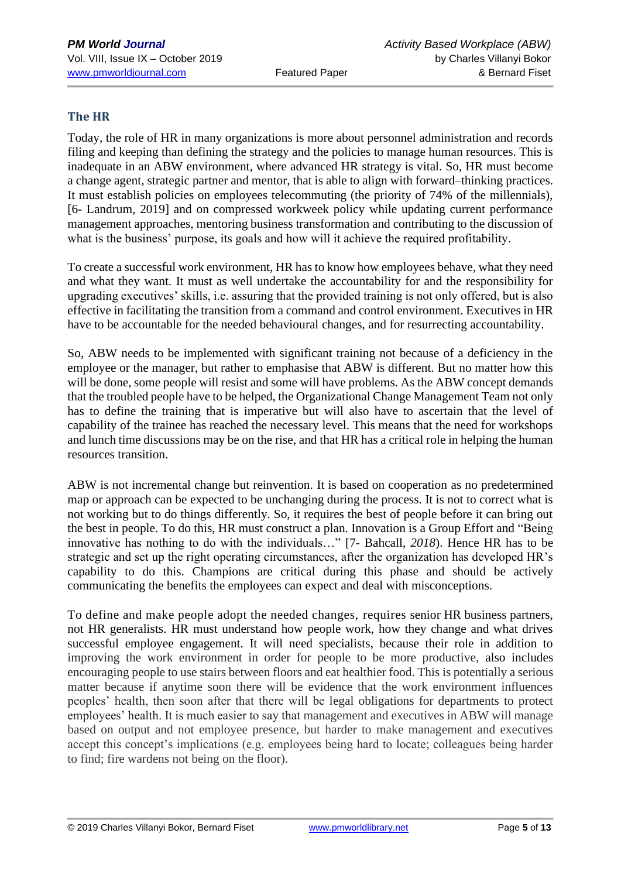## The HR

Today, the role of HR in many organizations is more about personnel administration and records filing and keeping than defining the strategy and the policies to manage human resources. This is inadequate in an ABW environment, where advanced HR strategy is vital. So, HR must become a change agent, strategic partner and mentor, that is able to align with forward–thinking practices. It must establish policies on employees telecommuting (the priority of 74% of the millennials), [6- Landrum, 2019] and on compressed workweek policy while updating current performance management approaches, mentoring business transformation and contributing to the discussion of what is the business' purpose, its goals and how will it achieve the required profitability.

To create a successful work environment, HR has to know how employees behave, what they need and what they want. It must as well undertake the accountability for and the responsibility for upgrading executives' skills, i.e. assuring that the provided training is not only offered, but is also effective in facilitating the transition from a command and control environment. Executives in HR have to be accountable for the needed behavioural changes, and for resurrecting accountability.

So, ABW needs to be implemented with significant training not because of a deficiency in the employee or the manager, but rather to emphasise that ABW is different. But no matter how this will be done, some people will resist and some will have problems. As the ABW concept demands that the troubled people have to be helped, the Organizational Change Management Team not only has to define the training that is imperative but will also have to ascertain that the level of capability of the trainee has reached the necessary level. This means that the need for workshops and lunch time discussions may be on the rise, and that HR has a critical role in helping the human resources transition.

ABW is not incremental change but reinvention. It is based on cooperation as no predetermined map or approach can be expected to be unchanging during the process. It is not to correct what is not working but to do things differently. So, it requires the best of people before it can bring out the best in people. To do this, HR must construct a plan. Innovation is a Group Effort and "Being innovative has nothing to do with the individuals…" [7- Bahcall, *2018*). Hence HR has to be strategic and set up the right operating circumstances, after the organization has developed HR's capability to do this. Champions are critical during this phase and should be actively communicating the benefits the employees can expect and deal with misconceptions.

To define and make people adopt the needed changes, requires senior HR business partners, not HR generalists. HR must understand how people work, how they change and what drives successful employee engagement. It will need specialists, because their role in addition to improving the work environment in order for people to be more productive, also includes encouraging people to use stairs between floors and eat healthier food. This is potentially a serious matter because if anytime soon there will be evidence that the work environment influences peoples' health, then soon after that there will be legal obligations for departments to protect employees' health. It is much easier to say that management and executives in ABW will manage based on output and not employee presence, but harder to make management and executives accept this concept's implications (e.g. employees being hard to locate; colleagues being harder to find; fire wardens not being on the floor).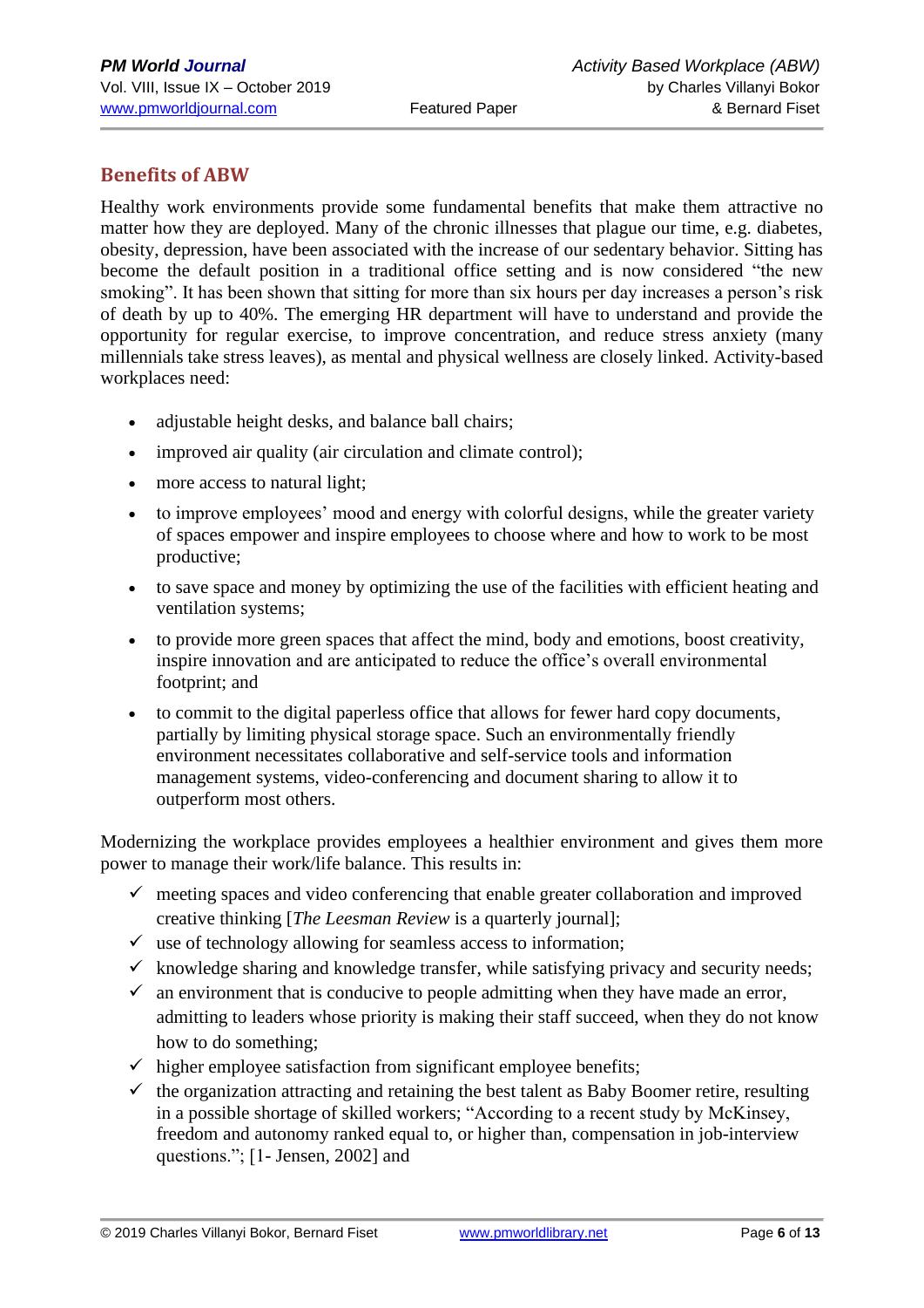## Benefits of ABW

Healthy work environments provide some fundamental benefits that make them attractive no matter how they are deployed. Many of the chronic illnesses that plague our time, e.g. diabetes, obesity, depression, have been associated with the increase of our sedentary behavior. Sitting has become the default position in a traditional office setting and is now considered "the new smoking". It has been shown that sitting for more than six hours per day increases a person's risk of death by up to 40%. The emerging HR department will have to understand and provide the opportunity for regular exercise, to improve concentration, and reduce stress anxiety (many millennials take stress leaves), as mental and physical wellness are closely linked. Activity-based workplaces need:

- adjustable height desks, and balance ball chairs;
- improved air quality (air circulation and climate control);
- more access to natural light;
- to improve employees' mood and energy with colorful designs, while the greater variety of spaces empower and inspire employees to choose where and how to work to be most productive;
- to save space and money by optimizing the use of the facilities with efficient heating and ventilation systems;
- to provide more green spaces that affect the mind, body and emotions, boost creativity, inspire innovation and are anticipated to reduce the office's overall environmental footprint; and
- to commit to the digital paperless office that allows for fewer hard copy documents, partially by limiting physical storage space. Such an environmentally friendly environment necessitates collaborative and self-service tools and information management systems, video-conferencing and document sharing to allow it to outperform most others.

Modernizing the workplace provides employees a healthier environment and gives them more power to manage their work/life balance. This results in:

- ✓ meeting spaces and video conferencing that enable greater collaboration and improved creative thinking [*The Leesman Review* is a quarterly journal];
- ✓ use of technology allowing for seamless access to information;
- ✓ knowledge sharing and knowledge transfer, while satisfying privacy and security needs;
- ✓ an environment that is conducive to people admitting when they have made an error, admitting to leaders whose priority is making their staff succeed, when they do not know how to do something;
- ✓ higher employee satisfaction from significant employee benefits;
- ✓ the organization attracting and retaining the best talent as Baby Boomer retire, resulting in a possible shortage of skilled workers; "According to a recent study by McKinsey, freedom and autonomy ranked equal to, or higher than, compensation in job-interview questions."; [1- Jensen, 2002] and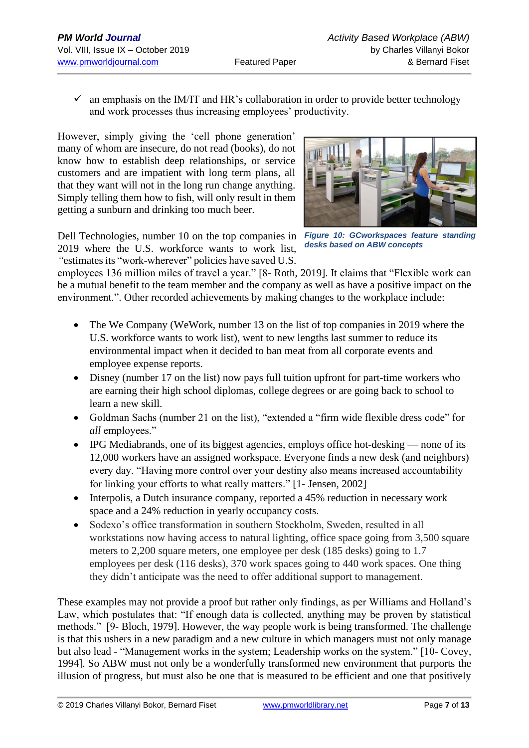- ✓ an emphasis on the IM/IT and HR's collaboration in order to provide better technology and work processes thus increasing employees' productivity.

However, simply giving the 'cell phone generation' many of whom are insecure, do not read (books), do not know how to establish deep relationships, or service customers and are impatient with long term plans, all that they want will not in the long run change anything. Simply telling them how to fish, will only result in them getting a sunburn and drinking too much beer.

*Figure 10: GCworkspaces feature standing desks based on ABW concepts*

Dell Technologies, number 10 on the top companies in 2019 where the U.S. workforce wants to work list, "estimates its "work-wherever" policies have saved U.S. employees 136 million miles of travel a year." [8- Roth, 2019]. It claims that "Flexible work can be a mutual benefit to the team member and the company as well as have a positive impact on the environment.". Other recorded achievements by making changes to the workplace include:

- The We Company (WeWork, number 13 on the list of top companies in 2019 where the U.S. workforce wants to work list), went to new lengths last summer to reduce its environmental impact when it decided to ban meat from all corporate events and employee expense reports.
- Disney (number 17 on the list) now pays full tuition upfront for part-time workers who are earning their high school diplomas, college degrees or are going back to school to learn a new skill.
- Goldman Sachs (number 21 on the list), "extended a "firm wide flexible dress code" for *all* employees."
- IPG Mediabrands, one of its biggest agencies, employs office hot-desking — none of its 12,000 workers have an assigned workspace. Everyone finds a new desk (and neighbors) every day. "Having more control over your destiny also means increased accountability for linking your efforts to what really matters." [1- Jensen, 2002]
- Interpolis, a Dutch insurance company, reported a 45% reduction in necessary work space and a 24% reduction in yearly occupancy costs.
- Sodexo's office transformation in southern Stockholm, Sweden, resulted in all workstations now having access to natural lighting, office space going from 3,500 square meters to 2,200 square meters, one employee per desk (185 desks) going to 1.7 employees per desk (116 desks), 370 work spaces going to 440 work spaces. One thing they didn't anticipate was the need to offer additional support to management.

These examples may not provide a proof but rather only findings, as per Williams and Holland's Law, which postulates that: "If enough data is collected, anything may be proven by statistical methods." [9- Bloch, 1979]. However, the way people work is being transformed. The challenge is that this ushers in a new paradigm and a new culture in which managers must not only manage but also lead - "Management works in the system; Leadership works on the system." [10- Covey, 1994]. So ABW must not only be a wonderfully transformed new environment that purports the illusion of progress, but must also be one that is measured to be efficient and one that positively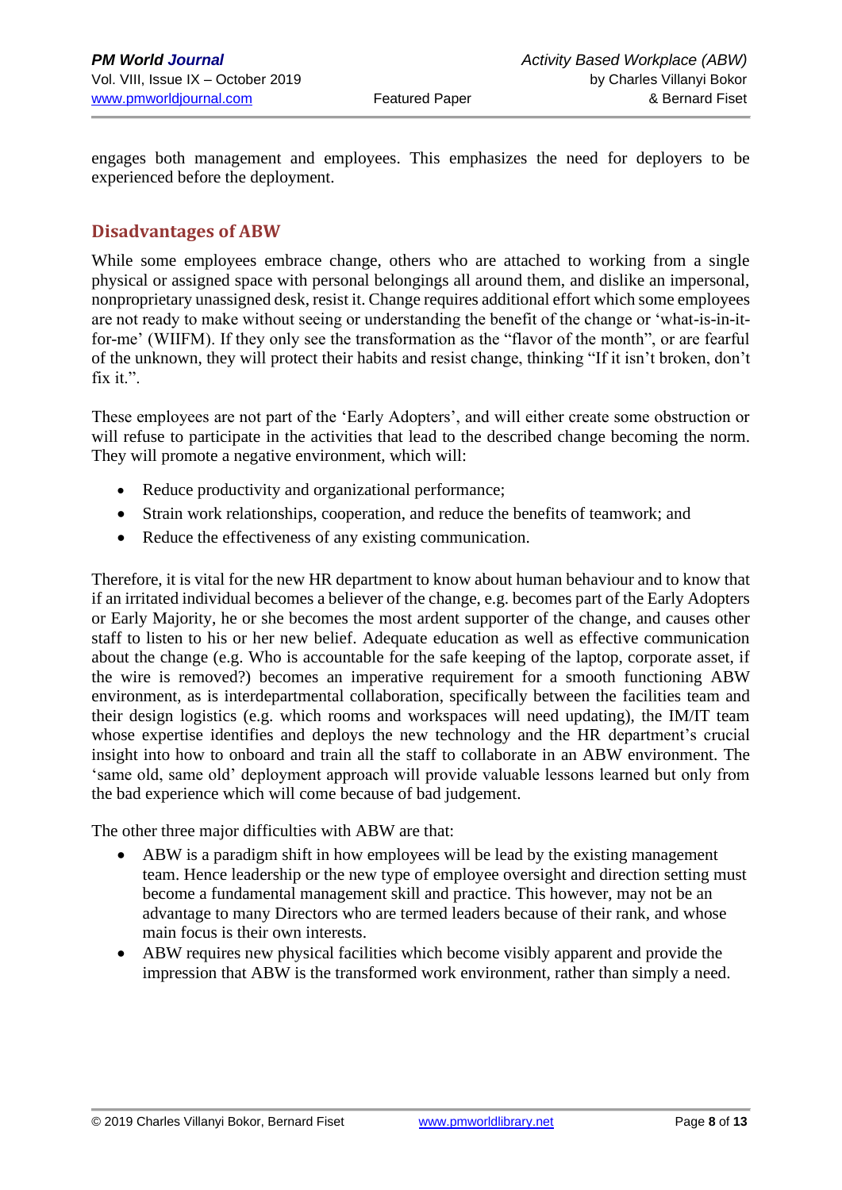engages both management and employees. This emphasizes the need for deployers to be experienced before the deployment.

## Disadvantages of ABW

While some employees embrace change, others who are attached to working from a single physical or assigned space with personal belongings all around them, and dislike an impersonal, nonproprietary unassigned desk, resist it. Change requires additional effort which some employees are not ready to make without seeing or understanding the benefit of the change or 'what-is-in-it-for-me' (WIIFM). If they only see the transformation as the "flavor of the month", or are fearful of the unknown, they will protect their habits and resist change, thinking "If it isn't broken, don't fix it.".

These employees are not part of the 'Early Adopters', and will either create some obstruction or will refuse to participate in the activities that lead to the described change becoming the norm. They will promote a negative environment, which will:

- Reduce productivity and organizational performance;
- Strain work relationships, cooperation, and reduce the benefits of teamwork; and
- Reduce the effectiveness of any existing communication.

Therefore, it is vital for the new HR department to know about human behaviour and to know that if an irritated individual becomes a believer of the change, e.g. becomes part of the Early Adopters or Early Majority, he or she becomes the most ardent supporter of the change, and causes other staff to listen to his or her new belief. Adequate education as well as effective communication about the change (e.g. Who is accountable for the safe keeping of the laptop, corporate asset, if the wire is removed?) becomes an imperative requirement for a smooth functioning ABW environment, as is interdepartmental collaboration, specifically between the facilities team and their design logistics (e.g. which rooms and workspaces will need updating), the IM/IT team whose expertise identifies and deploys the new technology and the HR department's crucial insight into how to onboard and train all the staff to collaborate in an ABW environment. The 'same old, same old' deployment approach will provide valuable lessons learned but only from the bad experience which will come because of bad judgement.

The other three major difficulties with ABW are that:

- ABW is a paradigm shift in how employees will be lead by the existing management team. Hence leadership or the new type of employee oversight and direction setting must become a fundamental management skill and practice. This however, may not be an advantage to many Directors who are termed leaders because of their rank, and whose main focus is their own interests.
- ABW requires new physical facilities which become visibly apparent and provide the impression that ABW is the transformed work environment, rather than simply a need.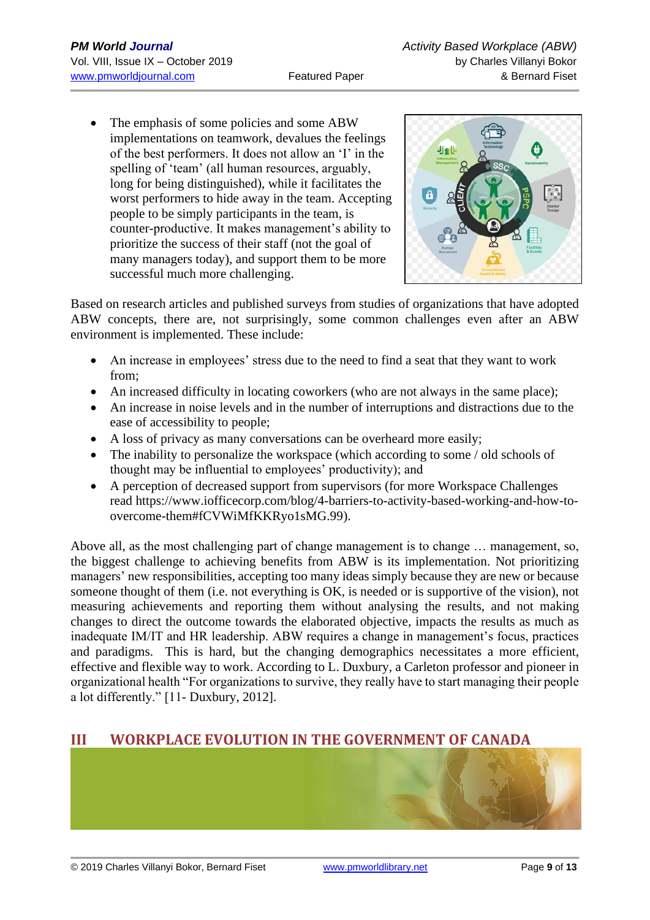- The emphasis of some policies and some ABW implementations on teamwork, devalues the feelings of the best performers. It does not allow an 'I' in the spelling of 'team' (all human resources, arguably, long for being distinguished), while it facilitates the worst performers to hide away in the team. Accepting people to be simply participants in the team, is counter-productive. It makes management's ability to prioritize the success of their staff (not the goal of many managers today), and support them to be more successful much more challenging.

Based on research articles and published surveys from studies of organizations that have adopted ABW concepts, there are, not surprisingly, some common challenges even after an ABW environment is implemented. These include:

- An increase in employees' stress due to the need to find a seat that they want to work from;
- An increased difficulty in locating coworkers (who are not always in the same place);
- An increase in noise levels and in the number of interruptions and distractions due to the ease of accessibility to people;
- A loss of privacy as many conversations can be overheard more easily;
- The inability to personalize the workspace (which according to some / old schools of thought may be influential to employees' productivity); and
- A perception of decreased support from supervisors (for more Workspace Challenges read https://www.iofficecorp.com/blog/4-barriers-to-activity-based-working-and-how-to-overcome-them#fCVWiMfKKRyo1sMG.99).

Above all, as the most challenging part of change management is to change … management, so, the biggest challenge to achieving benefits from ABW is its implementation. Not prioritizing managers' new responsibilities, accepting too many ideas simply because they are new or because someone thought of them (i.e. not everything is OK, is needed or is supportive of the vision), not measuring achievements and reporting them without analysing the results, and not making changes to direct the outcome towards the elaborated objective, impacts the results as much as inadequate IM/IT and HR leadership. ABW requires a change in management's focus, practices and paradigms. This is hard, but the changing demographics necessitates a more efficient, effective and flexible way to work. According to L. Duxbury, a Carleton professor and pioneer in organizational health "For organizations to survive, they really have to start managing their people a lot differently." [11- Duxbury, 2012].

## III WORKPLACE EVOLUTION IN THE GOVERNMENT OF CANADA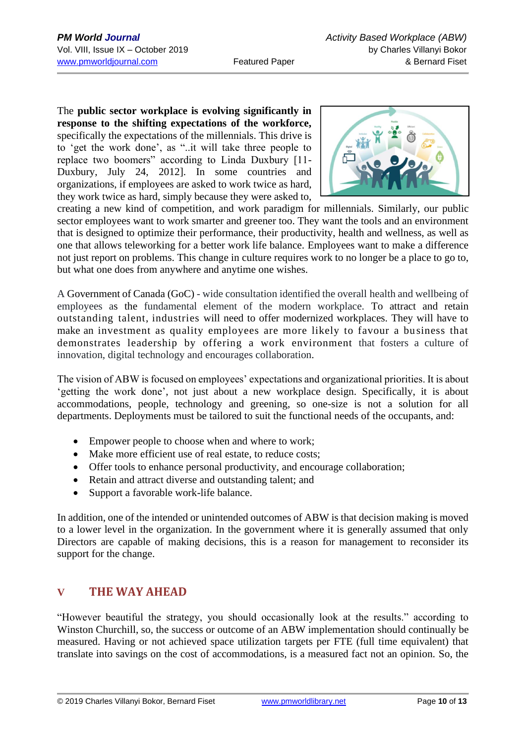The **public sector workplace is evolving significantly in response to the shifting expectations of the workforce,** specifically the expectations of the millennials. This drive is to 'get the work done', as "..it will take three people to replace two boomers" according to Linda Duxbury [11- Duxbury, July 24, 2012]. In some countries and organizations, if employees are asked to work twice as hard, they work twice as hard, simply because they were asked to, creating a new kind of competition, and work paradigm for millennials. Similarly, our public sector employees want to work smarter and greener too. They want the tools and an environment that is designed to optimize their performance, their productivity, health and wellness, as well as one that allows teleworking for a better work life balance. Employees want to make a difference not just report on problems. This change in culture requires work to no longer be a place to go to, but what one does from anywhere and anytime one wishes.

A Government of Canada (GoC) - wide consultation identified the overall health and wellbeing of employees as the fundamental element of the modern workplace. To attract and retain outstanding talent, industries will need to offer modernized workplaces. They will have to make an investment as quality employees are more likely to favour a business that demonstrates leadership by offering a work environment that fosters a culture of innovation, digital technology and encourages collaboration.

The vision of ABW is focused on employees' expectations and organizational priorities. It is about 'getting the work done', not just about a new workplace design. Specifically, it is about accommodations, people, technology and greening, so one-size is not a solution for all departments. Deployments must be tailored to suit the functional needs of the occupants, and:

- Empower people to choose when and where to work;
- Make more efficient use of real estate, to reduce costs;
- Offer tools to enhance personal productivity, and encourage collaboration;
- Retain and attract diverse and outstanding talent; and
- Support a favorable work-life balance.

In addition, one of the intended or unintended outcomes of ABW is that decision making is moved to a lower level in the organization. In the government where it is generally assumed that only Directors are capable of making decisions, this is a reason for management to reconsider its support for the change.

## V THE WAY AHEAD

"However beautiful the strategy, you should occasionally look at the results." according to Winston Churchill, so, the success or outcome of an ABW implementation should continually be measured. Having or not achieved space utilization targets per FTE (full time equivalent) that translate into savings on the cost of accommodations, is a measured fact not an opinion. So, the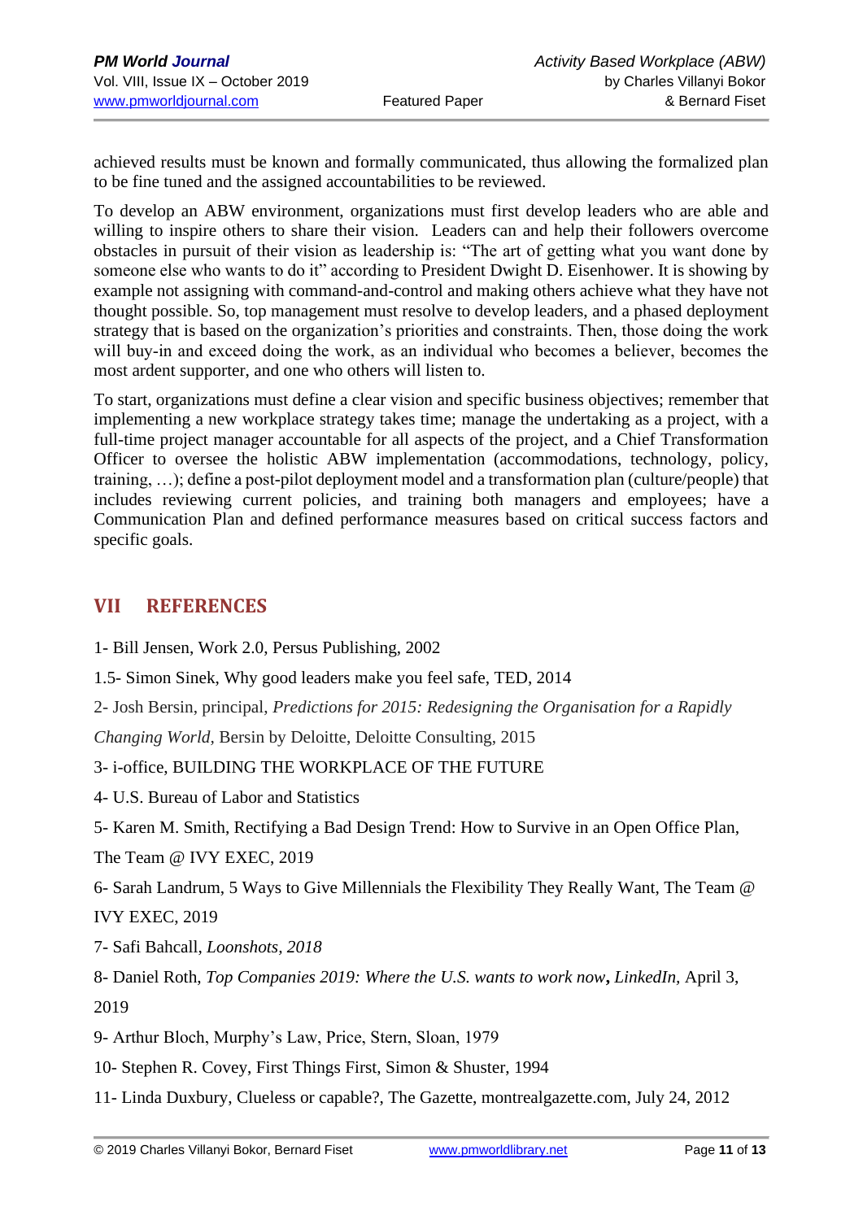achieved results must be known and formally communicated, thus allowing the formalized plan to be fine tuned and the assigned accountabilities to be reviewed.

To develop an ABW environment, organizations must first develop leaders who are able and willing to inspire others to share their vision. Leaders can and help their followers overcome obstacles in pursuit of their vision as leadership is: "The art of getting what you want done by someone else who wants to do it" according to President Dwight D. Eisenhower. It is showing by example not assigning with command-and-control and making others achieve what they have not thought possible. So, top management must resolve to develop leaders, and a phased deployment strategy that is based on the organization's priorities and constraints. Then, those doing the work will buy-in and exceed doing the work, as an individual who becomes a believer, becomes the most ardent supporter, and one who others will listen to.

To start, organizations must define a clear vision and specific business objectives; remember that implementing a new workplace strategy takes time; manage the undertaking as a project, with a full-time project manager accountable for all aspects of the project, and a Chief Transformation Officer to oversee the holistic ABW implementation (accommodations, technology, policy, training, …); define a post-pilot deployment model and a transformation plan (culture/people) that includes reviewing current policies, and training both managers and employees; have a Communication Plan and defined performance measures based on critical success factors and specific goals.

## VII REFERENCES

1- Bill Jensen, Work 2.0, Persus Publishing, 2002

1.5- Simon Sinek, Why good leaders make you feel safe, TED, 2014

2- Josh Bersin, principal, *Predictions for 2015: Redesigning the Organisation for a Rapidly Changing World*, Bersin by Deloitte, Deloitte Consulting, 2015

3- i-office, BUILDING THE WORKPLACE OF THE FUTURE

4- U.S. Bureau of Labor and Statistics

5- Karen M. Smith, Rectifying a Bad Design Trend: How to Survive in an Open Office Plan, The Team @ IVY EXEC, 2019

6- Sarah Landrum, 5 Ways to Give Millennials the Flexibility They Really Want, The Team @ IVY EXEC, 2019

7- Safi Bahcall, *Loonshots, 2018*

8- Daniel Roth, *Top Companies 2019: Where the U.S. wants to work now***,** *LinkedIn*, April 3, 2019

9- Arthur Bloch, Murphy's Law, Price, Stern, Sloan, 1979

10- Stephen R. Covey, First Things First, Simon & Shuster, 1994

11- Linda Duxbury, Clueless or capable?, The Gazette, montrealgazette.com, July 24, 2012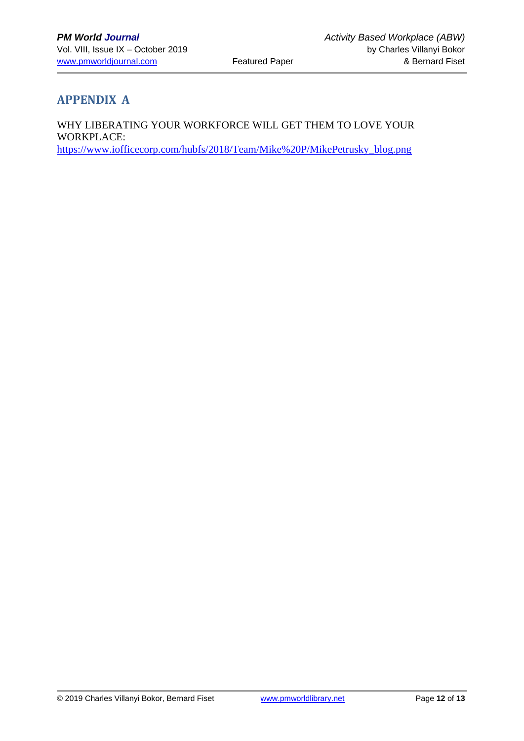# APPENDIX A

WHY LIBERATING YOUR WORKFORCE WILL GET THEM TO LOVE YOUR WORKPLACE:
https://www.iofficecorp.com/hubfs/2018/Team/Mike%20P/MikePetrusky_blog.png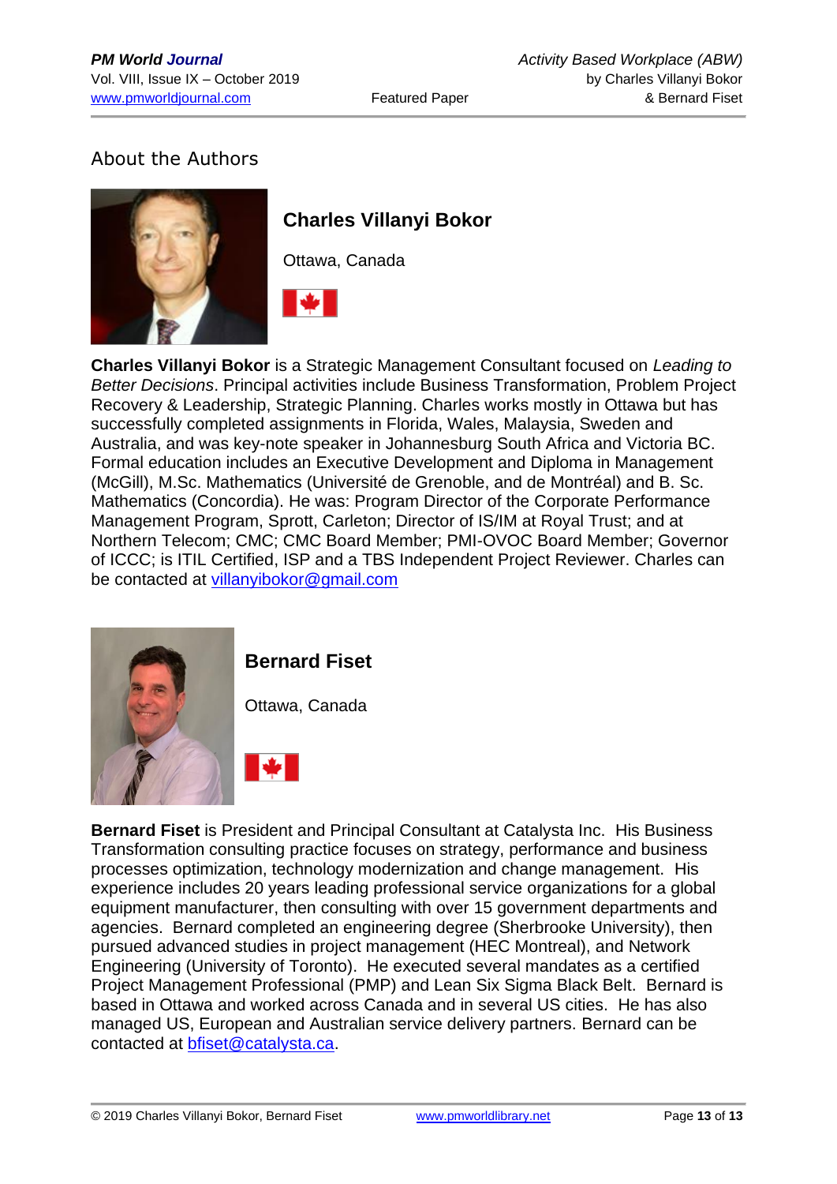## About the Authors

### Charles Villanyi Bokor

Ottawa, Canada

**Charles Villanyi Bokor** is a Strategic Management Consultant focused on *Leading to Better Decisions*. Principal activities include Business Transformation, Problem Project Recovery & Leadership, Strategic Planning. Charles works mostly in Ottawa but has successfully completed assignments in Florida, Wales, Malaysia, Sweden and Australia, and was key-note speaker in Johannesburg South Africa and Victoria BC. Formal education includes an Executive Development and Diploma in Management (McGill), M.Sc. Mathematics (Université de Grenoble, and de Montréal) and B. Sc. Mathematics (Concordia). He was: Program Director of the Corporate Performance Management Program, Sprott, Carleton; Director of IS/IM at Royal Trust; and at Northern Telecom; CMC; CMC Board Member; PMI-OVOC Board Member; Governor of ICCC; is ITIL Certified, ISP and a TBS Independent Project Reviewer. Charles can be contacted at villanyibokor@gmail.com

### Bernard Fiset

Ottawa, Canada

**Bernard Fiset** is President and Principal Consultant at Catalysta Inc. His Business Transformation consulting practice focuses on strategy, performance and business processes optimization, technology modernization and change management. His experience includes 20 years leading professional service organizations for a global equipment manufacturer, then consulting with over 15 government departments and agencies. Bernard completed an engineering degree (Sherbrooke University), then pursued advanced studies in project management (HEC Montreal), and Network Engineering (University of Toronto). He executed several mandates as a certified Project Management Professional (PMP) and Lean Six Sigma Black Belt. Bernard is based in Ottawa and worked across Canada and in several US cities. He has also managed US, European and Australian service delivery partners. Bernard can be contacted at bfiset@catalysta.ca.